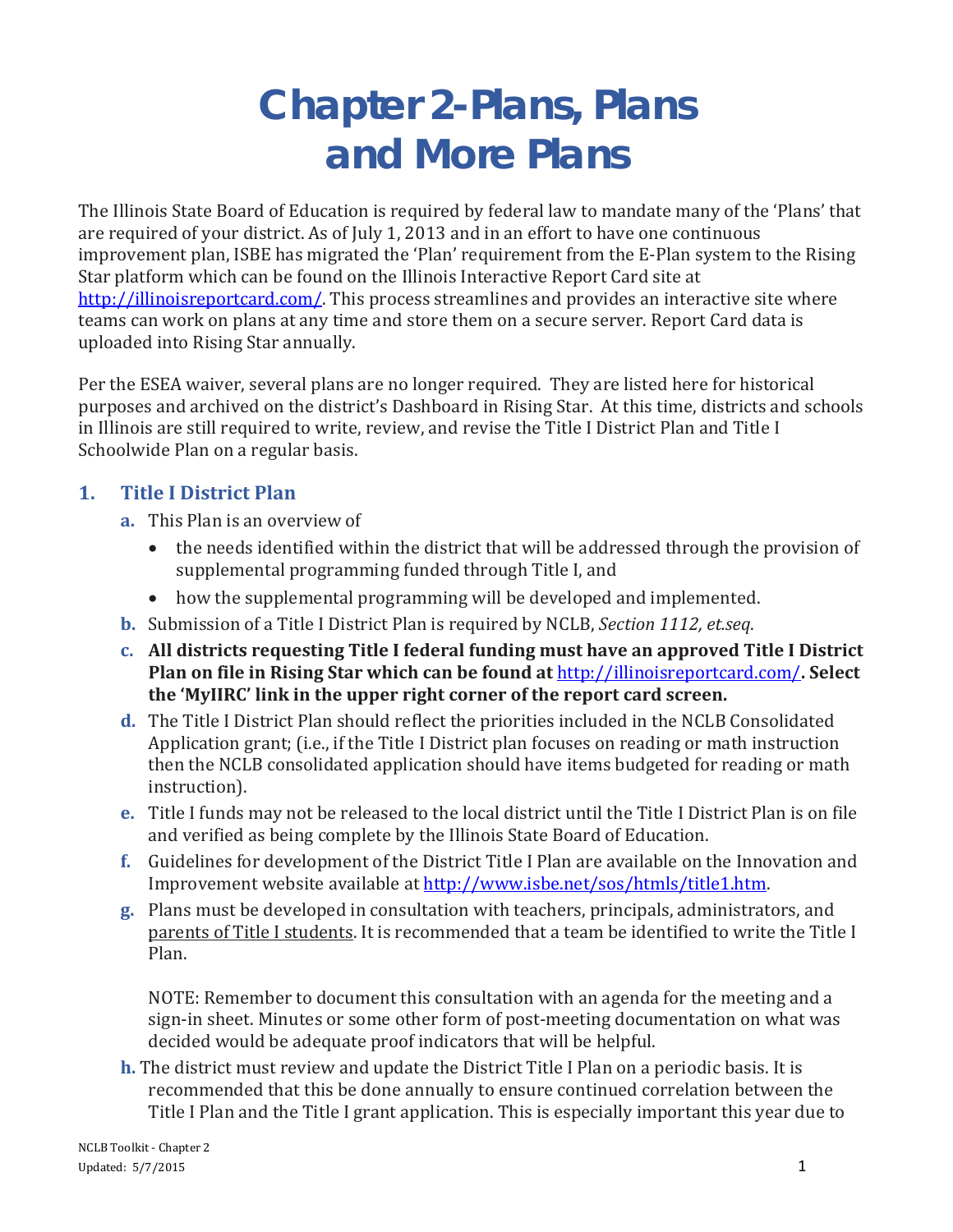# Chapter 2-Plans, Plans and More Plans

The Illinois State Board of Education is required by federal law to mandate many of the 'Plans' that are required of your district. As of July 1, 2013 and in an effort to have one continuous improvement plan, ISBE has migrated the 'Plan' requirement from the E-Plan system to the Rising Star platform which can be found on the Illinois Interactive Report Card site at http://illinoisreportcard.com/. This process streamlines and provides an interactive site where teams can work on plans at any time and store them on a secure server. Report Card data is uploaded into Rising Star annually.

Per the ESEA waiver, several plans are no longer required. They are listed here for historical purposes and archived on the district's Dashboard in Rising Star. At this time, districts and schools in Illinois are still required to write, review, and revise the Title I District Plan and Title I Schoolwide Plan on a regular basis.

## 1. Title I District Plan

a. This Plan is an overview of
   - the needs identified within the district that will be addressed through the provision of supplemental programming funded through Title I, and
   - how the supplemental programming will be developed and implemented.

b. Submission of a Title I District Plan is required by NCLB, *Section 1112, et.seq*.

c. **All districts requesting Title I federal funding must have an approved Title I District Plan on file in Rising Star which can be found at http://illinoisreportcard.com/. Select the 'MyIIRC' link in the upper right corner of the report card screen.**

d. The Title I District Plan should reflect the priorities included in the NCLB Consolidated Application grant; (i.e., if the Title I District plan focuses on reading or math instruction then the NCLB consolidated application should have items budgeted for reading or math instruction).

e. Title I funds may not be released to the local district until the Title I District Plan is on file and verified as being complete by the Illinois State Board of Education.

f. Guidelines for development of the District Title I Plan are available on the Innovation and Improvement website available at http://www.isbe.net/sos/htmls/title1.htm.

g. Plans must be developed in consultation with teachers, principals, administrators, and parents of Title I students. It is recommended that a team be identified to write the Title I Plan.

   NOTE: Remember to document this consultation with an agenda for the meeting and a sign-in sheet. Minutes or some other form of post-meeting documentation on what was decided would be adequate proof indicators that will be helpful.

h. The district must review and update the District Title I Plan on a periodic basis. It is recommended that this be done annually to ensure continued correlation between the Title I Plan and the Title I grant application. This is especially important this year due to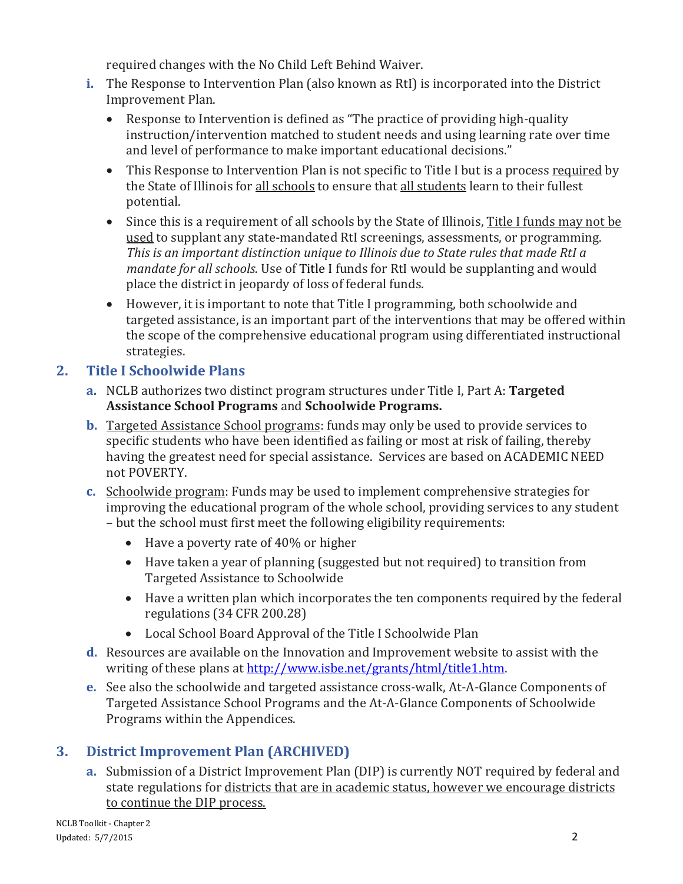required changes with the No Child Left Behind Waiver.

i. The Response to Intervention Plan (also known as RtI) is incorporated into the District Improvement Plan.
   - Response to Intervention is defined as "The practice of providing high-quality instruction/intervention matched to student needs and using learning rate over time and level of performance to make important educational decisions."
   - This Response to Intervention Plan is not specific to Title I but is a process <u>required</u> by the State of Illinois for <u>all schools</u> to ensure that <u>all students</u> learn to their fullest potential.
   - Since this is a requirement of all schools by the State of Illinois, <u>Title I funds may not be used</u> to supplant any state-mandated RtI screenings, assessments, or programming. *This is an important distinction unique to Illinois due to State rules that made RtI a mandate for all schools.* Use of Title I funds for RtI would be supplanting and would place the district in jeopardy of loss of federal funds.
   - However, it is important to note that Title I programming, both schoolwide and targeted assistance, is an important part of the interventions that may be offered within the scope of the comprehensive educational program using differentiated instructional strategies.

## 2. Title I Schoolwide Plans

a. NCLB authorizes two distinct program structures under Title I, Part A: **Targeted Assistance School Programs** and **Schoolwide Programs.**

b. <u>Targeted Assistance School programs</u>: funds may only be used to provide services to specific students who have been identified as failing or most at risk of failing, thereby having the greatest need for special assistance. Services are based on ACADEMIC NEED not POVERTY.

c. <u>Schoolwide program</u>: Funds may be used to implement comprehensive strategies for improving the educational program of the whole school, providing services to any student – but the school must first meet the following eligibility requirements:
   - Have a poverty rate of 40% or higher
   - Have taken a year of planning (suggested but not required) to transition from Targeted Assistance to Schoolwide
   - Have a written plan which incorporates the ten components required by the federal regulations (34 CFR 200.28)
   - Local School Board Approval of the Title I Schoolwide Plan

d. Resources are available on the Innovation and Improvement website to assist with the writing of these plans at http://www.isbe.net/grants/html/title1.htm.

e. See also the schoolwide and targeted assistance cross-walk, At-A-Glance Components of Targeted Assistance School Programs and the At-A-Glance Components of Schoolwide Programs within the Appendices.

## 3. District Improvement Plan (ARCHIVED)

a. Submission of a District Improvement Plan (DIP) is currently NOT required by federal and state regulations for <u>districts that are in academic status, however we encourage districts to continue the DIP process.</u>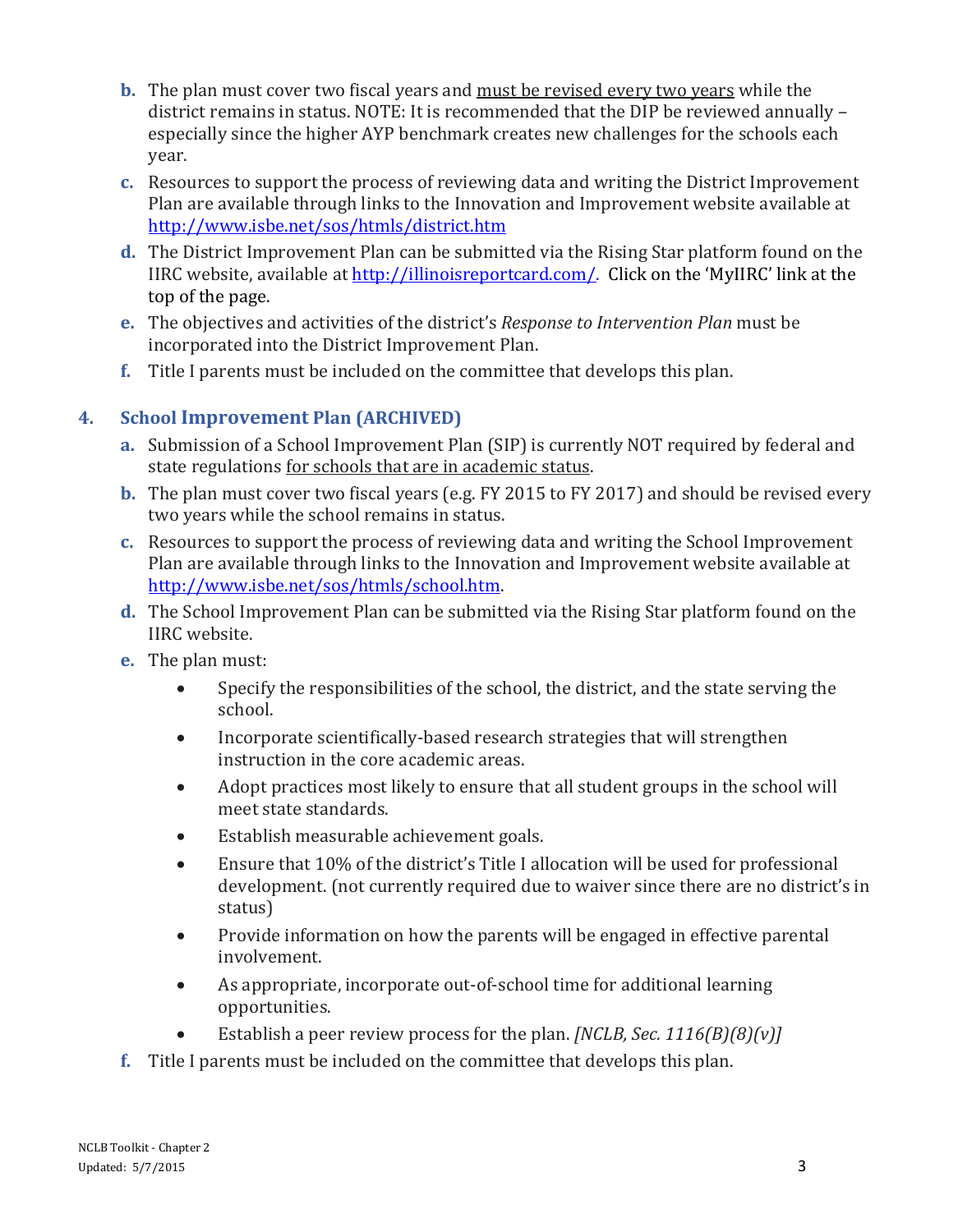b. The plan must cover two fiscal years and <u>must be revised every two years</u> while the district remains in status. NOTE: It is recommended that the DIP be reviewed annually – especially since the higher AYP benchmark creates new challenges for the schools each year.

c. Resources to support the process of reviewing data and writing the District Improvement Plan are available through links to the Innovation and Improvement website available at http://www.isbe.net/sos/htmls/district.htm

d. The District Improvement Plan can be submitted via the Rising Star platform found on the IIRC website, available at http://illinoisreportcard.com/. Click on the 'MyIIRC' link at the top of the page.

e. The objectives and activities of the district's *Response to Intervention Plan* must be incorporated into the District Improvement Plan.

f. Title I parents must be included on the committee that develops this plan.

## 4. School Improvement Plan (ARCHIVED)

a. Submission of a School Improvement Plan (SIP) is currently NOT required by federal and state regulations <u>for schools that are in academic status</u>.

b. The plan must cover two fiscal years (e.g. FY 2015 to FY 2017) and should be revised every two years while the school remains in status.

c. Resources to support the process of reviewing data and writing the School Improvement Plan are available through links to the Innovation and Improvement website available at http://www.isbe.net/sos/htmls/school.htm.

d. The School Improvement Plan can be submitted via the Rising Star platform found on the IIRC website.

e. The plan must:

- Specify the responsibilities of the school, the district, and the state serving the school.
- Incorporate scientifically-based research strategies that will strengthen instruction in the core academic areas.
- Adopt practices most likely to ensure that all student groups in the school will meet state standards.
- Establish measurable achievement goals.
- Ensure that 10% of the district's Title I allocation will be used for professional development. (not currently required due to waiver since there are no district's in status)
- Provide information on how the parents will be engaged in effective parental involvement.
- As appropriate, incorporate out-of-school time for additional learning opportunities.
- Establish a peer review process for the plan. *[NCLB, Sec. 1116(B)(8)(v)]*

f. Title I parents must be included on the committee that develops this plan.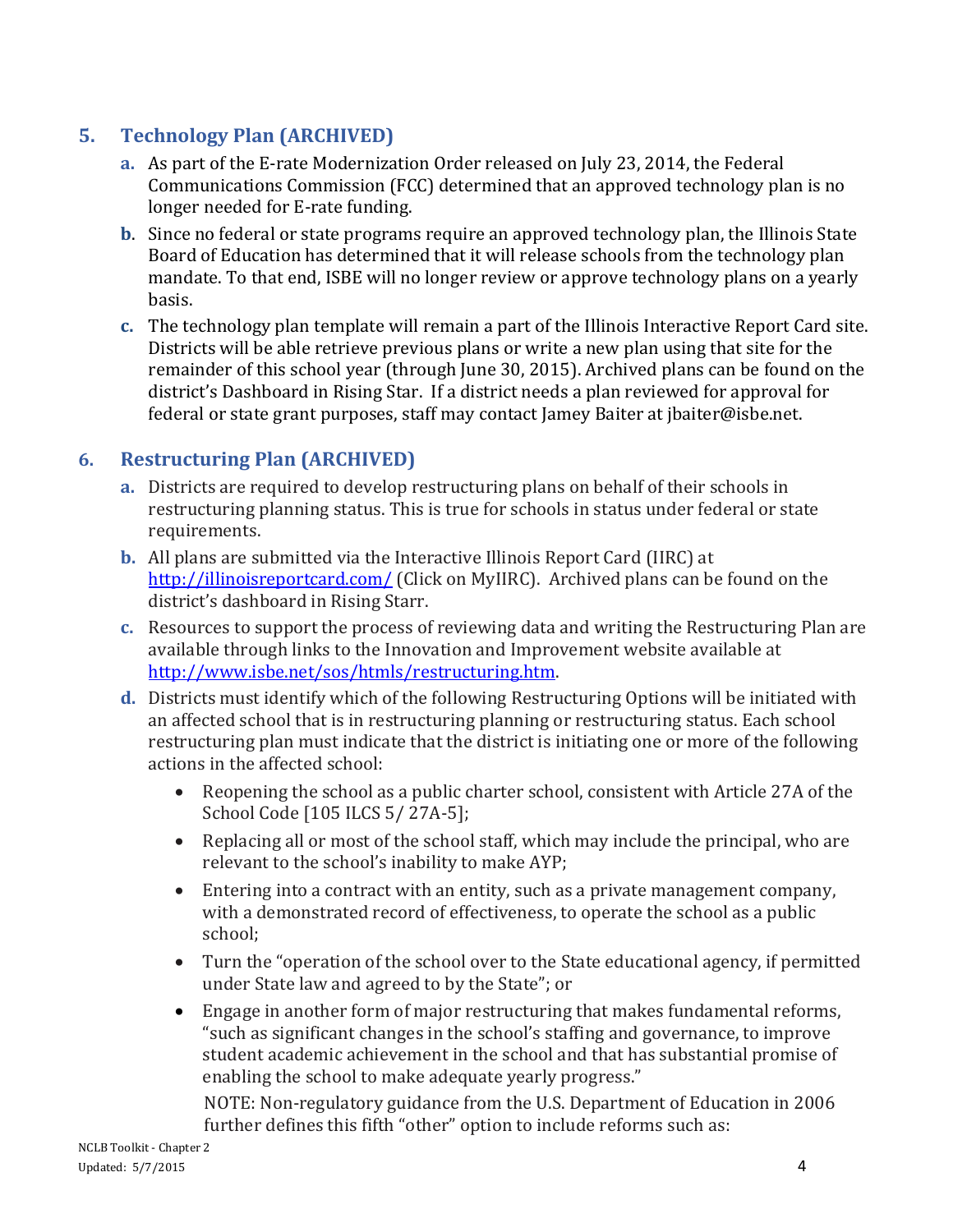## 5. Technology Plan (ARCHIVED)

a. As part of the E-rate Modernization Order released on July 23, 2014, the Federal Communications Commission (FCC) determined that an approved technology plan is no longer needed for E-rate funding.

b. Since no federal or state programs require an approved technology plan, the Illinois State Board of Education has determined that it will release schools from the technology plan mandate. To that end, ISBE will no longer review or approve technology plans on a yearly basis.

c. The technology plan template will remain a part of the Illinois Interactive Report Card site. Districts will be able retrieve previous plans or write a new plan using that site for the remainder of this school year (through June 30, 2015). Archived plans can be found on the district's Dashboard in Rising Star. If a district needs a plan reviewed for approval for federal or state grant purposes, staff may contact Jamey Baiter at jbaiter@isbe.net.

## 6. Restructuring Plan (ARCHIVED)

a. Districts are required to develop restructuring plans on behalf of their schools in restructuring planning status. This is true for schools in status under federal or state requirements.

b. All plans are submitted via the Interactive Illinois Report Card (IIRC) at http://illinoisreportcard.com/ (Click on MyIIRC). Archived plans can be found on the district's dashboard in Rising Starr.

c. Resources to support the process of reviewing data and writing the Restructuring Plan are available through links to the Innovation and Improvement website available at http://www.isbe.net/sos/htmls/restructuring.htm.

d. Districts must identify which of the following Restructuring Options will be initiated with an affected school that is in restructuring planning or restructuring status. Each school restructuring plan must indicate that the district is initiating one or more of the following actions in the affected school:

- Reopening the school as a public charter school, consistent with Article 27A of the School Code [105 ILCS 5/ 27A-5];
- Replacing all or most of the school staff, which may include the principal, who are relevant to the school's inability to make AYP;
- Entering into a contract with an entity, such as a private management company, with a demonstrated record of effectiveness, to operate the school as a public school;
- Turn the "operation of the school over to the State educational agency, if permitted under State law and agreed to by the State"; or
- Engage in another form of major restructuring that makes fundamental reforms, "such as significant changes in the school's staffing and governance, to improve student academic achievement in the school and that has substantial promise of enabling the school to make adequate yearly progress."

  NOTE: Non-regulatory guidance from the U.S. Department of Education in 2006 further defines this fifth "other" option to include reforms such as: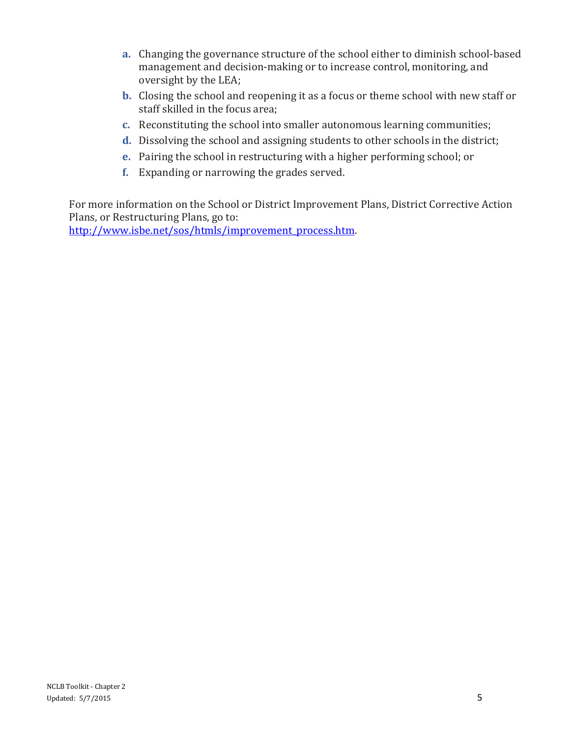a. Changing the governance structure of the school either to diminish school-based management and decision-making or to increase control, monitoring, and oversight by the LEA;
b. Closing the school and reopening it as a focus or theme school with new staff or staff skilled in the focus area;
c. Reconstituting the school into smaller autonomous learning communities;
d. Dissolving the school and assigning students to other schools in the district;
e. Pairing the school in restructuring with a higher performing school; or
f. Expanding or narrowing the grades served.

For more information on the School or District Improvement Plans, District Corrective Action Plans, or Restructuring Plans, go to:
[http://www.isbe.net/sos/htmls/improvement_process.htm](http://www.isbe.net/sos/htmls/improvement_process.htm).